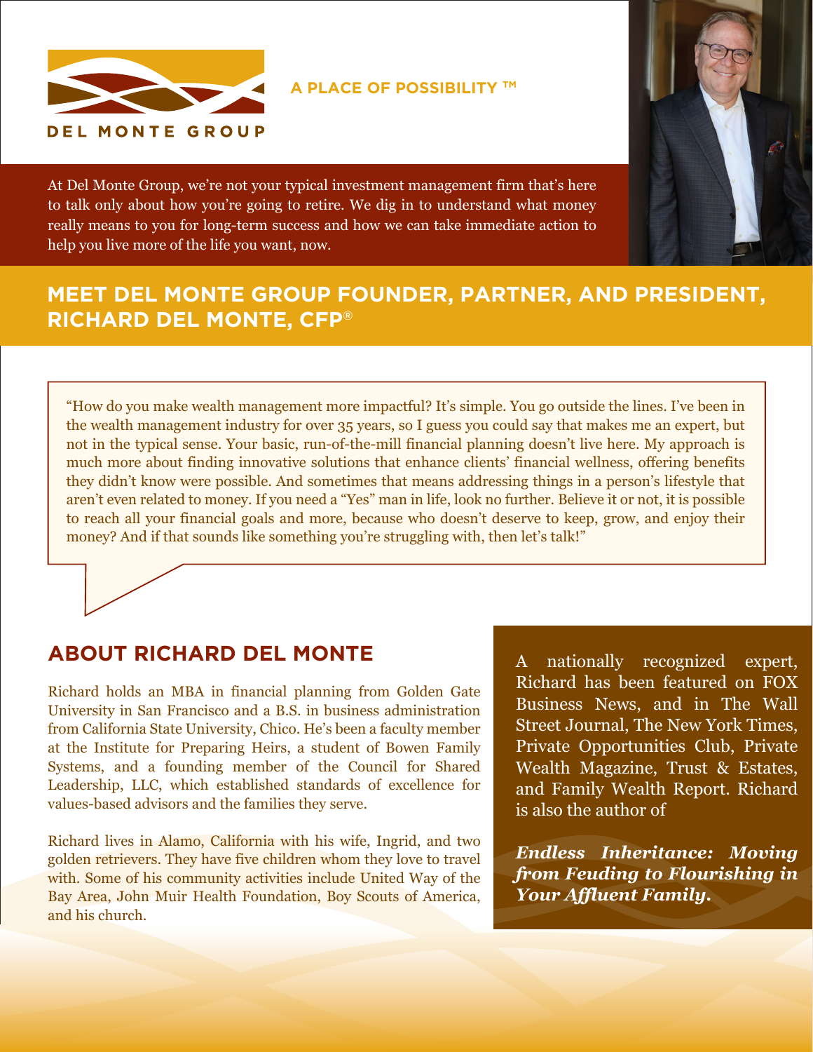DEL MONTE GROUP

**A PLACE OF POSSIBILITY ™**

At Del Monte Group, we're not your typical investment management firm that's here to talk only about how you're going to retire. We dig in to understand what money really means to you for long-term success and how we can take immediate action to help you live more of the life you want, now.

## MEET DEL MONTE GROUP FOUNDER, PARTNER, AND PRESIDENT, RICHARD DEL MONTE, CFP®

"How do you make wealth management more impactful? It's simple. You go outside the lines. I've been in the wealth management industry for over 35 years, so I guess you could say that makes me an expert, but not in the typical sense. Your basic, run-of-the-mill financial planning doesn't live here. My approach is much more about finding innovative solutions that enhance clients' financial wellness, offering benefits they didn't know were possible. And sometimes that means addressing things in a person's lifestyle that aren't even related to money. If you need a "Yes" man in life, look no further. Believe it or not, it is possible to reach all your financial goals and more, because who doesn't deserve to keep, grow, and enjoy their money? And if that sounds like something you're struggling with, then let's talk!"

## ABOUT RICHARD DEL MONTE

Richard holds an MBA in financial planning from Golden Gate University in San Francisco and a B.S. in business administration from California State University, Chico. He's been a faculty member at the Institute for Preparing Heirs, a student of Bowen Family Systems, and a founding member of the Council for Shared Leadership, LLC, which established standards of excellence for values-based advisors and the families they serve.

Richard lives in Alamo, California with his wife, Ingrid, and two golden retrievers. They have five children whom they love to travel with. Some of his community activities include United Way of the Bay Area, John Muir Health Foundation, Boy Scouts of America, and his church.

A nationally recognized expert, Richard has been featured on FOX Business News, and in The Wall Street Journal, The New York Times, Private Opportunities Club, Private Wealth Magazine, Trust & Estates, and Family Wealth Report. Richard is also the author of

***Endless Inheritance: Moving from Feuding to Flourishing in Your Affluent Family.***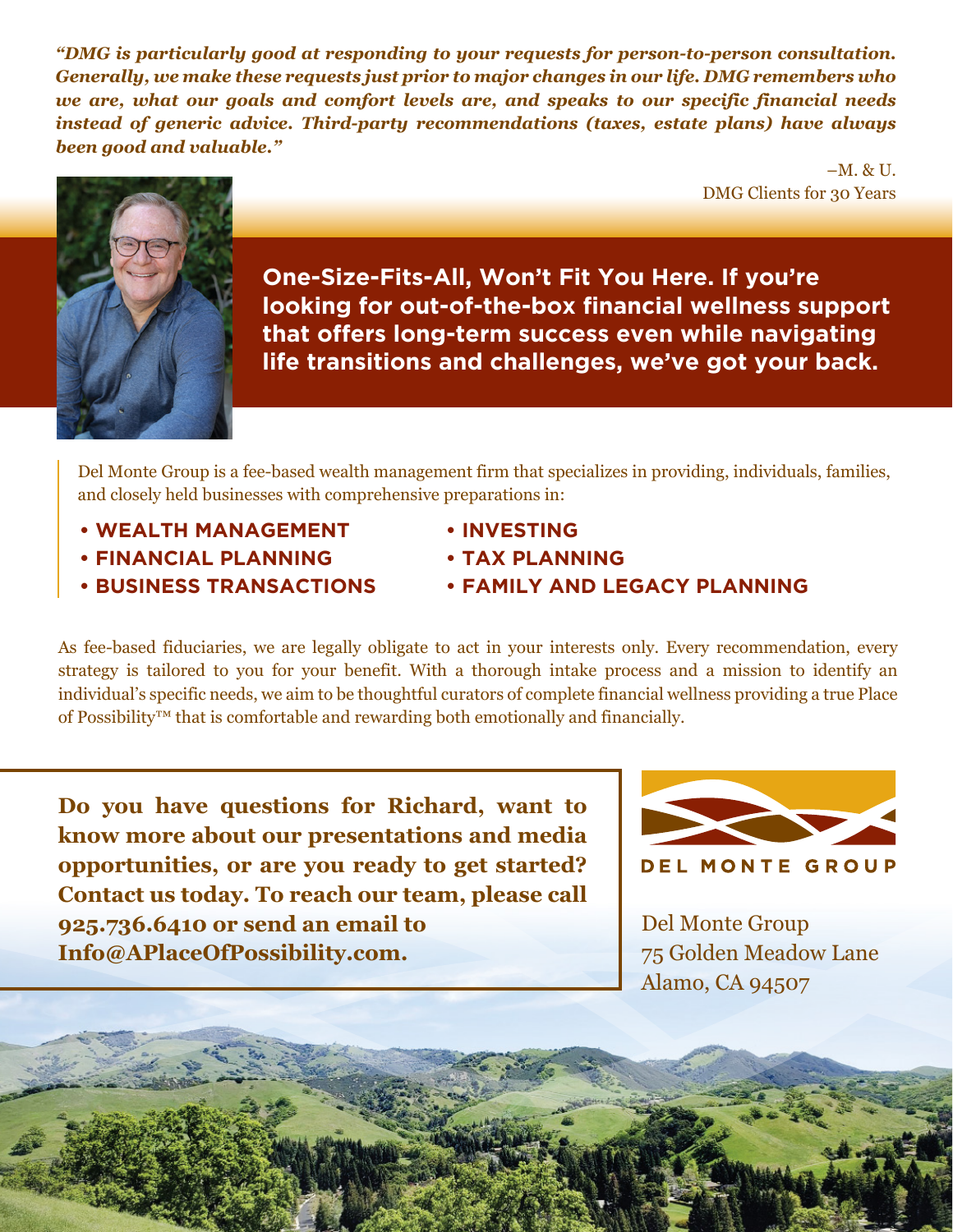***"DMG is particularly good at responding to your requests for person-to-person consultation. Generally, we make these requests just prior to major changes in our life. DMG remembers who we are, what our goals and comfort levels are, and speaks to our specific financial needs instead of generic advice. Third-party recommendations (taxes, estate plans) have always been good and valuable."***

–M. & U.
DMG Clients for 30 Years

**One-Size-Fits-All, Won't Fit You Here. If you're looking for out-of-the-box financial wellness support that offers long-term success even while navigating life transitions and challenges, we've got your back.**

Del Monte Group is a fee-based wealth management firm that specializes in providing, individuals, families, and closely held businesses with comprehensive preparations in:

- **WEALTH MANAGEMENT**
- **FINANCIAL PLANNING**
- **BUSINESS TRANSACTIONS**
- **INVESTING**
- **TAX PLANNING**
- **FAMILY AND LEGACY PLANNING**

As fee-based fiduciaries, we are legally obligate to act in your interests only. Every recommendation, every strategy is tailored to you for your benefit. With a thorough intake process and a mission to identify an individual's specific needs, we aim to be thoughtful curators of complete financial wellness providing a true Place of Possibility™ that is comfortable and rewarding both emotionally and financially.

**Do you have questions for Richard, want to know more about our presentations and media opportunities, or are you ready to get started? Contact us today. To reach our team, please call 925.736.6410 or send an email to Info@APlaceOfPossibility.com.**

DEL MONTE GROUP

Del Monte Group
75 Golden Meadow Lane
Alamo, CA 94507